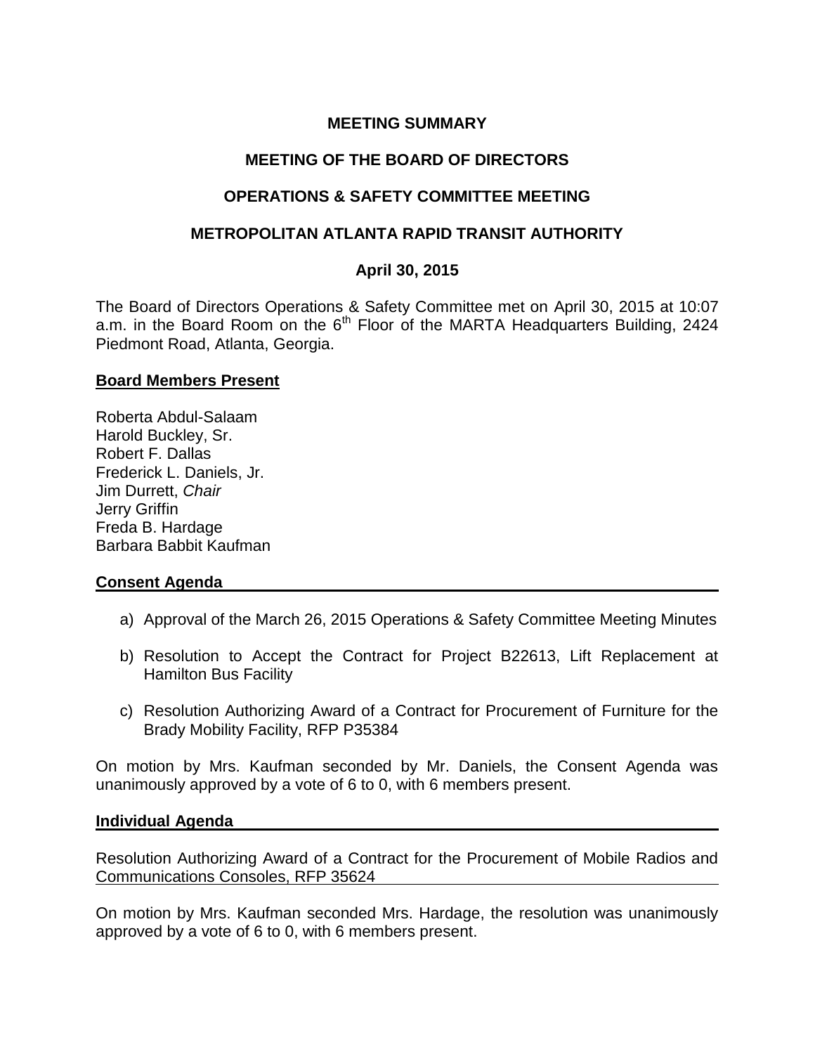**MEETING SUMMARY**

**MEETING OF THE BOARD OF DIRECTORS**

**OPERATIONS & SAFETY COMMITTEE MEETING**

**METROPOLITAN ATLANTA RAPID TRANSIT AUTHORITY**

**April 30, 2015**

The Board of Directors Operations & Safety Committee met on April 30, 2015 at 10:07 a.m. in the Board Room on the 6th Floor of the MARTA Headquarters Building, 2424 Piedmont Road, Atlanta, Georgia.

**Board Members Present**

Roberta Abdul-Salaam
Harold Buckley, Sr.
Robert F. Dallas
Frederick L. Daniels, Jr.
Jim Durrett, *Chair*
Jerry Griffin
Freda B. Hardage
Barbara Babbit Kaufman

**Consent Agenda**

a) Approval of the March 26, 2015 Operations & Safety Committee Meeting Minutes

b) Resolution to Accept the Contract for Project B22613, Lift Replacement at Hamilton Bus Facility

c) Resolution Authorizing Award of a Contract for Procurement of Furniture for the Brady Mobility Facility, RFP P35384

On motion by Mrs. Kaufman seconded by Mr. Daniels, the Consent Agenda was unanimously approved by a vote of 6 to 0, with 6 members present.

**Individual Agenda**

Resolution Authorizing Award of a Contract for the Procurement of Mobile Radios and Communications Consoles, RFP 35624

On motion by Mrs. Kaufman seconded Mrs. Hardage, the resolution was unanimously approved by a vote of 6 to 0, with 6 members present.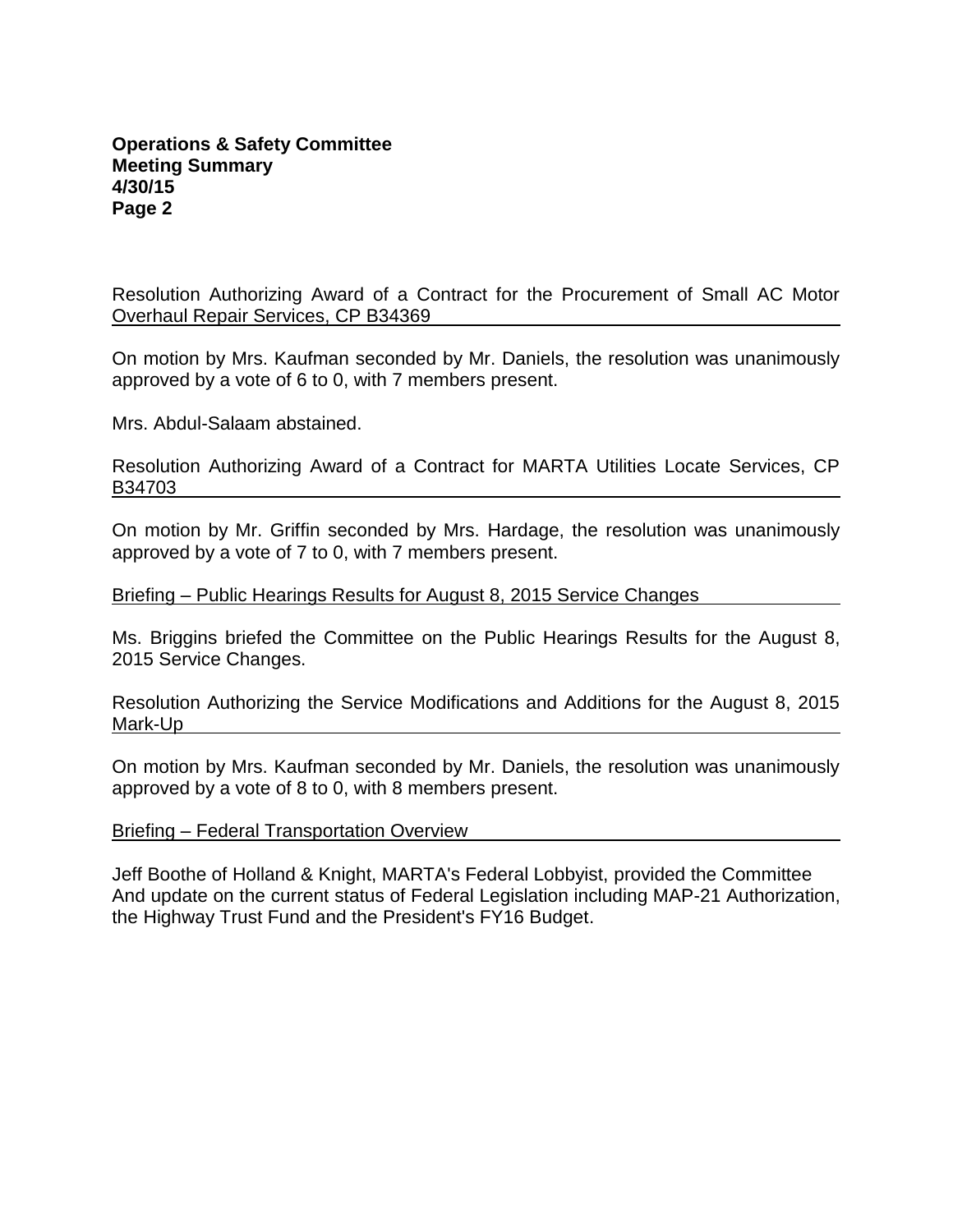Resolution Authorizing Award of a Contract for the Procurement of Small AC Motor Overhaul Repair Services, CP B34369

On motion by Mrs. Kaufman seconded by Mr. Daniels, the resolution was unanimously approved by a vote of 6 to 0, with 7 members present.

Mrs. Abdul-Salaam abstained.

Resolution Authorizing Award of a Contract for MARTA Utilities Locate Services, CP B34703

On motion by Mr. Griffin seconded by Mrs. Hardage, the resolution was unanimously approved by a vote of 7 to 0, with 7 members present.

Briefing – Public Hearings Results for August 8, 2015 Service Changes

Ms. Briggins briefed the Committee on the Public Hearings Results for the August 8, 2015 Service Changes.

Resolution Authorizing the Service Modifications and Additions for the August 8, 2015 Mark-Up

On motion by Mrs. Kaufman seconded by Mr. Daniels, the resolution was unanimously approved by a vote of 8 to 0, with 8 members present.

Briefing – Federal Transportation Overview

Jeff Boothe of Holland & Knight, MARTA's Federal Lobbyist, provided the Committee And update on the current status of Federal Legislation including MAP-21 Authorization, the Highway Trust Fund and the President's FY16 Budget.